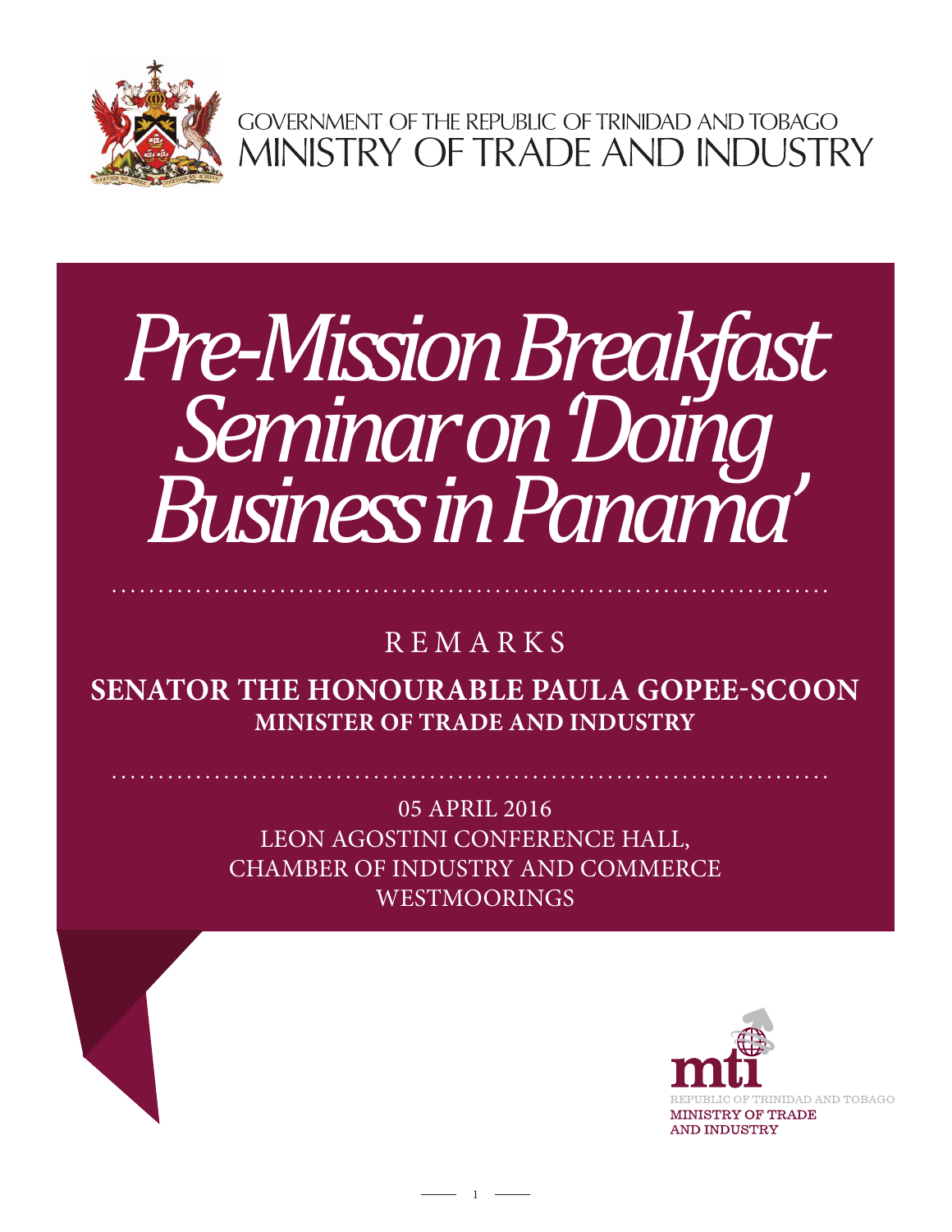GOVERNMENT OF THE REPUBLIC OF TRINIDAD AND TOBAGO
MINISTRY OF TRADE AND INDUSTRY

# *Pre-Mission Breakfast Seminar on 'Doing Business in Panama'*

## REMARKS

**SENATOR THE HONOURABLE PAULA GOPEE-SCOON**
**MINISTER OF TRADE AND INDUSTRY**

05 APRIL 2016
LEON AGOSTINI CONFERENCE HALL,
CHAMBER OF INDUSTRY AND COMMERCE
WESTMOORINGS

REPUBLIC OF TRINIDAD AND TOBAGO
MINISTRY OF TRADE AND INDUSTRY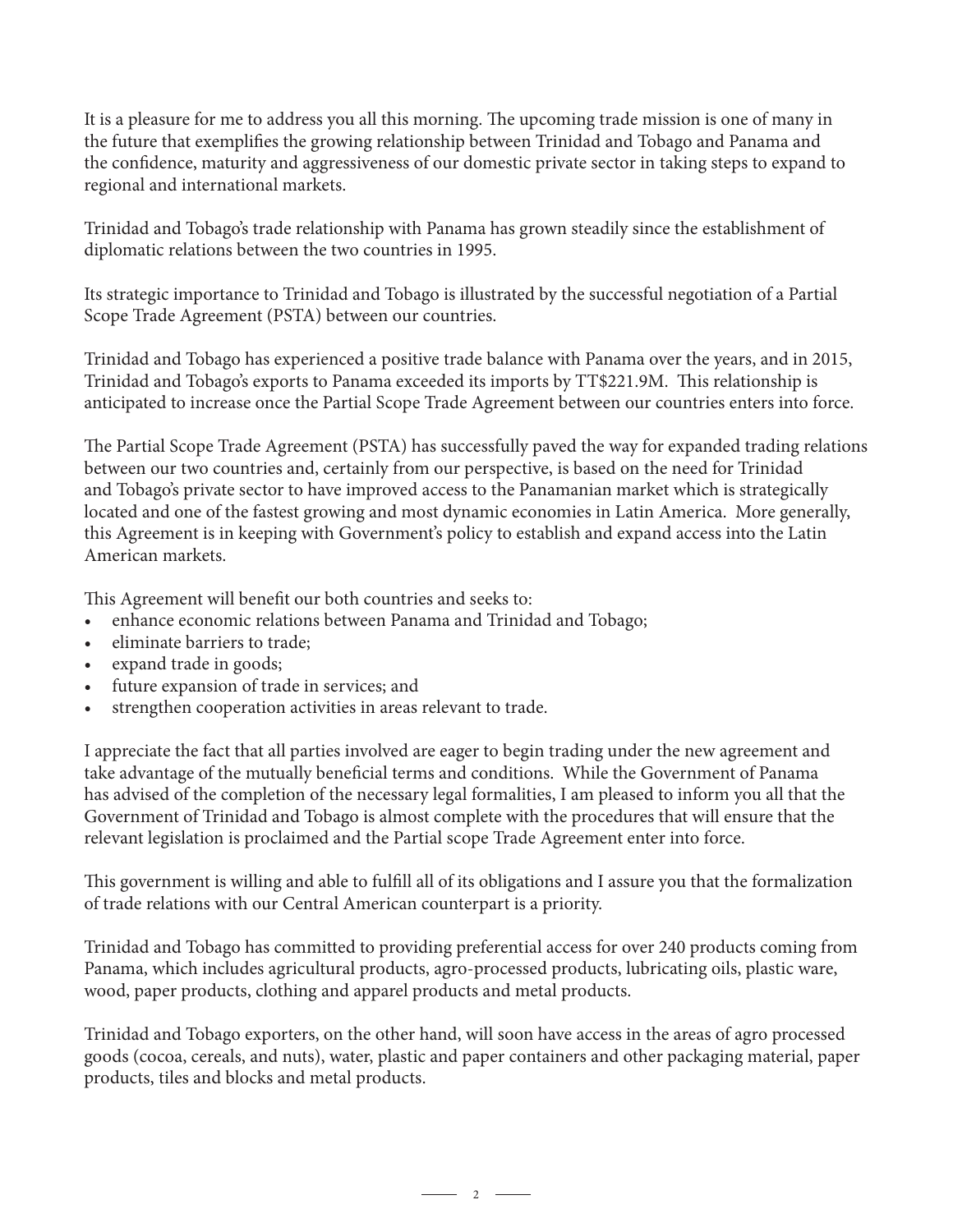It is a pleasure for me to address you all this morning. The upcoming trade mission is one of many in the future that exemplifies the growing relationship between Trinidad and Tobago and Panama and the confidence, maturity and aggressiveness of our domestic private sector in taking steps to expand to regional and international markets.

Trinidad and Tobago's trade relationship with Panama has grown steadily since the establishment of diplomatic relations between the two countries in 1995.

Its strategic importance to Trinidad and Tobago is illustrated by the successful negotiation of a Partial Scope Trade Agreement (PSTA) between our countries.

Trinidad and Tobago has experienced a positive trade balance with Panama over the years, and in 2015, Trinidad and Tobago's exports to Panama exceeded its imports by TT$221.9M. This relationship is anticipated to increase once the Partial Scope Trade Agreement between our countries enters into force.

The Partial Scope Trade Agreement (PSTA) has successfully paved the way for expanded trading relations between our two countries and, certainly from our perspective, is based on the need for Trinidad and Tobago's private sector to have improved access to the Panamanian market which is strategically located and one of the fastest growing and most dynamic economies in Latin America. More generally, this Agreement is in keeping with Government's policy to establish and expand access into the Latin American markets.

This Agreement will benefit our both countries and seeks to:

- enhance economic relations between Panama and Trinidad and Tobago;
- eliminate barriers to trade;
- expand trade in goods;
- future expansion of trade in services; and
- strengthen cooperation activities in areas relevant to trade.

I appreciate the fact that all parties involved are eager to begin trading under the new agreement and take advantage of the mutually beneficial terms and conditions. While the Government of Panama has advised of the completion of the necessary legal formalities, I am pleased to inform you all that the Government of Trinidad and Tobago is almost complete with the procedures that will ensure that the relevant legislation is proclaimed and the Partial scope Trade Agreement enter into force.

This government is willing and able to fulfill all of its obligations and I assure you that the formalization of trade relations with our Central American counterpart is a priority.

Trinidad and Tobago has committed to providing preferential access for over 240 products coming from Panama, which includes agricultural products, agro-processed products, lubricating oils, plastic ware, wood, paper products, clothing and apparel products and metal products.

Trinidad and Tobago exporters, on the other hand, will soon have access in the areas of agro processed goods (cocoa, cereals, and nuts), water, plastic and paper containers and other packaging material, paper products, tiles and blocks and metal products.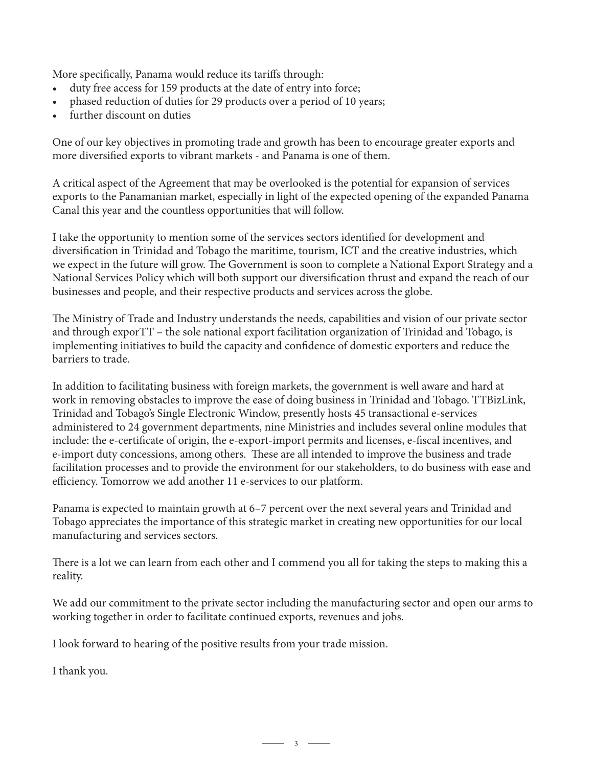More specifically, Panama would reduce its tariffs through:

- duty free access for 159 products at the date of entry into force;
- phased reduction of duties for 29 products over a period of 10 years;
- further discount on duties

One of our key objectives in promoting trade and growth has been to encourage greater exports and more diversified exports to vibrant markets - and Panama is one of them.

A critical aspect of the Agreement that may be overlooked is the potential for expansion of services exports to the Panamanian market, especially in light of the expected opening of the expanded Panama Canal this year and the countless opportunities that will follow.

I take the opportunity to mention some of the services sectors identified for development and diversification in Trinidad and Tobago the maritime, tourism, ICT and the creative industries, which we expect in the future will grow. The Government is soon to complete a National Export Strategy and a National Services Policy which will both support our diversification thrust and expand the reach of our businesses and people, and their respective products and services across the globe.

The Ministry of Trade and Industry understands the needs, capabilities and vision of our private sector and through exporTT – the sole national export facilitation organization of Trinidad and Tobago, is implementing initiatives to build the capacity and confidence of domestic exporters and reduce the barriers to trade.

In addition to facilitating business with foreign markets, the government is well aware and hard at work in removing obstacles to improve the ease of doing business in Trinidad and Tobago. TTBizLink, Trinidad and Tobago's Single Electronic Window, presently hosts 45 transactional e-services administered to 24 government departments, nine Ministries and includes several online modules that include: the e-certificate of origin, the e-export-import permits and licenses, e-fiscal incentives, and e-import duty concessions, among others. These are all intended to improve the business and trade facilitation processes and to provide the environment for our stakeholders, to do business with ease and efficiency. Tomorrow we add another 11 e-services to our platform.

Panama is expected to maintain growth at 6–7 percent over the next several years and Trinidad and Tobago appreciates the importance of this strategic market in creating new opportunities for our local manufacturing and services sectors.

There is a lot we can learn from each other and I commend you all for taking the steps to making this a reality.

We add our commitment to the private sector including the manufacturing sector and open our arms to working together in order to facilitate continued exports, revenues and jobs.

I look forward to hearing of the positive results from your trade mission.

I thank you.